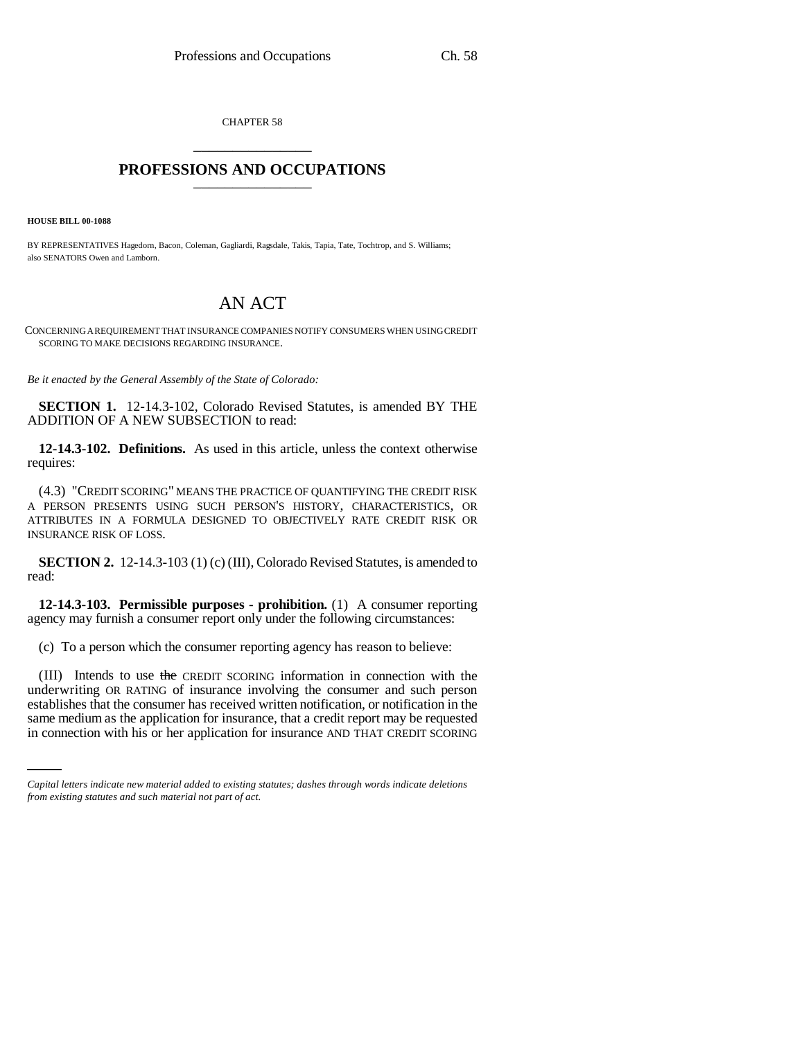CHAPTER 58

# PROFESSIONS AND OCCUPATIONS

**HOUSE BILL 00-1088**

BY REPRESENTATIVES Hagedorn, Bacon, Coleman, Gagliardi, Ragsdale, Takis, Tapia, Tate, Tochtrop, and S. Williams; also SENATORS Owen and Lamborn.

# AN ACT

CONCERNING A REQUIREMENT THAT INSURANCE COMPANIES NOTIFY CONSUMERS WHEN USING CREDIT SCORING TO MAKE DECISIONS REGARDING INSURANCE.

*Be it enacted by the General Assembly of the State of Colorado:*

**SECTION 1.** 12-14.3-102, Colorado Revised Statutes, is amended BY THE ADDITION OF A NEW SUBSECTION to read:

**12-14.3-102. Definitions.** As used in this article, unless the context otherwise requires:

(4.3) "CREDIT SCORING" MEANS THE PRACTICE OF QUANTIFYING THE CREDIT RISK A PERSON PRESENTS USING SUCH PERSON'S HISTORY, CHARACTERISTICS, OR ATTRIBUTES IN A FORMULA DESIGNED TO OBJECTIVELY RATE CREDIT RISK OR INSURANCE RISK OF LOSS.

**SECTION 2.** 12-14.3-103 (1) (c) (III), Colorado Revised Statutes, is amended to read:

**12-14.3-103. Permissible purposes - prohibition.** (1) A consumer reporting agency may furnish a consumer report only under the following circumstances:

(c) To a person which the consumer reporting agency has reason to believe:

(III) Intends to use ~~the~~ CREDIT SCORING information in connection with the underwriting OR RATING of insurance involving the consumer and such person establishes that the consumer has received written notification, or notification in the same medium as the application for insurance, that a credit report may be requested in connection with his or her application for insurance AND THAT CREDIT SCORING

*Capital letters indicate new material added to existing statutes; dashes through words indicate deletions from existing statutes and such material not part of act.*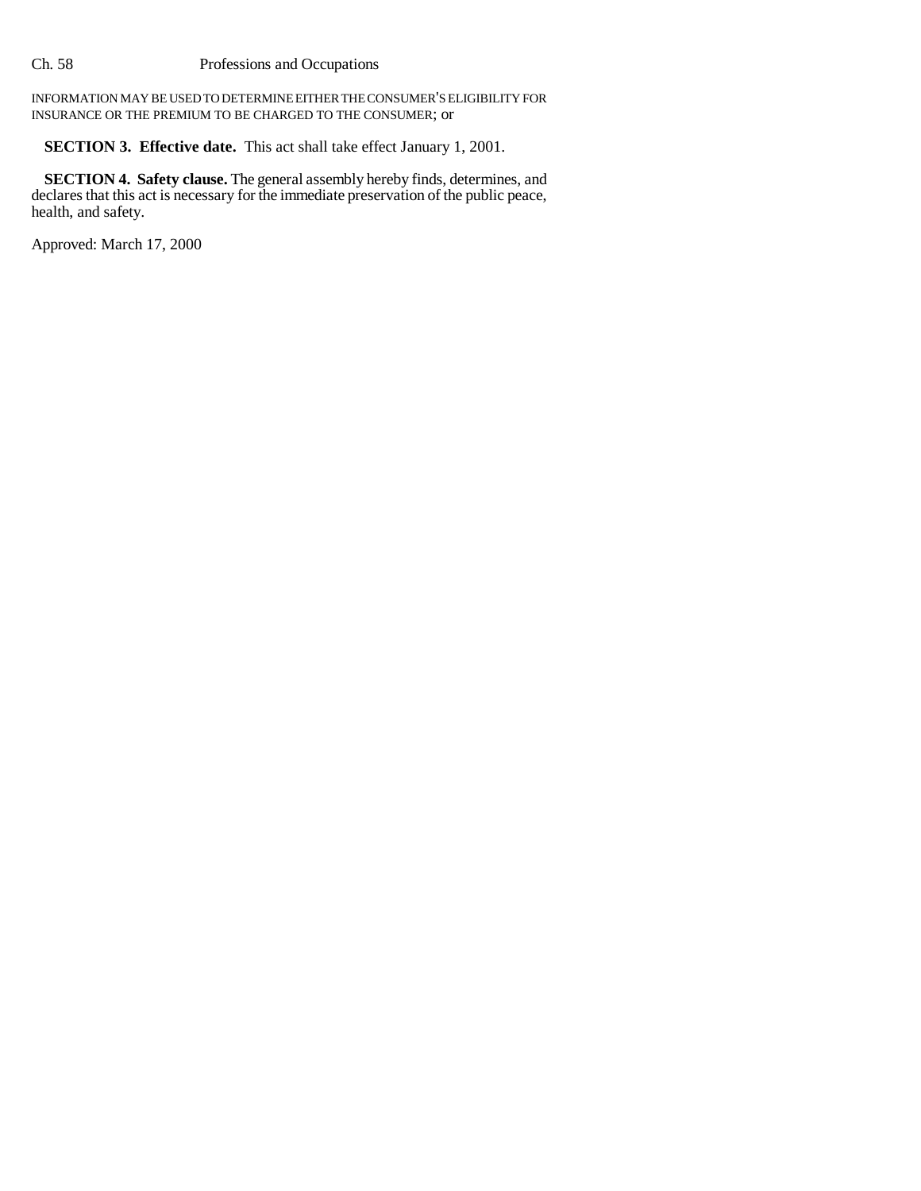INFORMATION MAY BE USED TO DETERMINE EITHER THE CONSUMER'S ELIGIBILITY FOR INSURANCE OR THE PREMIUM TO BE CHARGED TO THE CONSUMER; or

**SECTION 3. Effective date.** This act shall take effect January 1, 2001.

**SECTION 4. Safety clause.** The general assembly hereby finds, determines, and declares that this act is necessary for the immediate preservation of the public peace, health, and safety.

Approved: March 17, 2000